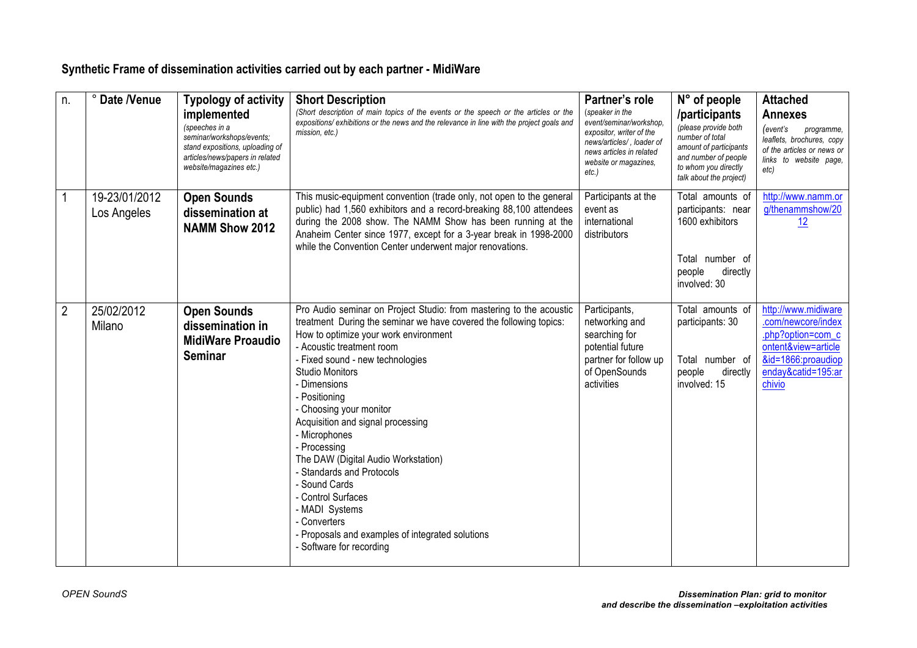## Synthetic Frame of dissemination activities carried out by each partner - MidiWare

| n. | ° Date /Venue | Typology of activity implemented *(speeches in a seminar/workshops/events; stand expositions, uploading of articles/news/papers in related website/magazines etc.)* | Short Description *(Short description of main topics of the events or the speech or the articles or the expositions/ exhibitions or the news and the relevance in line with the project goals and mission, etc.)* | Partner's role *(speaker in the event/seminar/workshop, expositor, writer of the news/articles/ , loader of news articles in related website or magazines, etc.)* | N° of people /participants *(please provide both number of total amount of participants and number of people to whom you directly talk about the project)* | Attached Annexes *(event's programme, leaflets, brochures, copy of the articles or news or links to website page, etc)* |
|---|---|---|---|---|---|---|
| 1 | 19-23/01/2012 Los Angeles | **Open Sounds dissemination at NAMM Show 2012** | This music-equipment convention (trade only, not open to the general public) had 1,560 exhibitors and a record-breaking 88,100 attendees during the 2008 show. The NAMM Show has been running at the Anaheim Center since 1977, except for a 3-year break in 1998-2000 while the Convention Center underwent major renovations. | Participants at the event as international distributors | Total amounts of participants: near 1600 exhibitors<br><br>Total number of people directly involved: 30 | http://www.namm.org/thenammshow/2012 |
| 2 | 25/02/2012 Milano | **Open Sounds dissemination in MidiWare Proaudio Seminar** | Pro Audio seminar on Project Studio: from mastering to the acoustic treatment During the seminar we have covered the following topics:<br>How to optimize your work environment<br>- Acoustic treatment room<br>- Fixed sound - new technologies<br>Studio Monitors<br>- Dimensions<br>- Positioning<br>- Choosing your monitor<br>Acquisition and signal processing<br>- Microphones<br>- Processing<br>The DAW (Digital Audio Workstation)<br>- Standards and Protocols<br>- Sound Cards<br>- Control Surfaces<br>- MADI Systems<br>- Converters<br>- Proposals and examples of integrated solutions<br>- Software for recording | Participants, networking and searching for potential future partner for follow up of OpenSounds activities | Total amounts of participants: 30<br><br>Total number of people directly involved: 15 | http://www.midiware.com/newcore/index.php?option=com_content&view=article&id=1866:proaudiopenday&catid=195:archivio |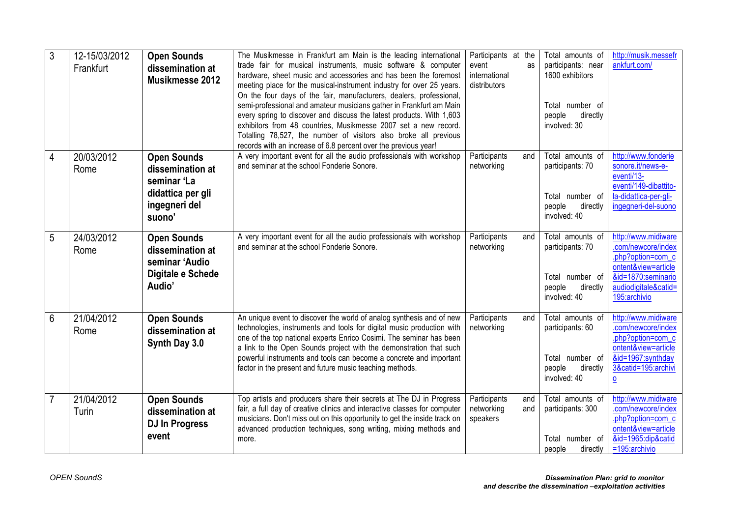| 3 | 12-15/03/2012 Frankfurt | **Open Sounds dissemination at Musikmesse 2012** | The Musikmesse in Frankfurt am Main is the leading international trade fair for musical instruments, music software & computer hardware, sheet music and accessories and has been the foremost meeting place for the musical-instrument industry for over 25 years. On the four days of the fair, manufacturers, dealers, professional, semi-professional and amateur musicians gather in Frankfurt am Main every spring to discover and discuss the latest products. With 1,603 exhibitors from 48 countries, Musikmesse 2007 set a new record. Totalling 78,527, the number of visitors also broke all previous records with an increase of 6.8 percent over the previous year! | Participants at the event as international distributors | Total amounts of participants: near 1600 exhibitors<br><br>Total number of people directly involved: 30 | http://musik.messefrankfurt.com/ |
|---|---|---|---|---|---|---|
| 4 | 20/03/2012 Rome | **Open Sounds dissemination at seminar 'La didattica per gli ingegneri del suono'** | A very important event for all the audio professionals with workshop and seminar at the school Fonderie Sonore. | Participants and networking | Total amounts of participants: 70<br><br>Total number of people directly involved: 40 | http://www.fonderiesonore.it/news-e-eventi/13-eventi/149-dibattito-la-didattica-per-gli-ingegneri-del-suono |
| 5 | 24/03/2012 Rome | **Open Sounds dissemination at seminar 'Audio Digitale e Schede Audio'** | A very important event for all the audio professionals with workshop and seminar at the school Fonderie Sonore. | Participants and networking | Total amounts of participants: 70<br><br>Total number of people directly involved: 40 | http://www.midiware.com/newcore/index.php?option=com_content&view=article&id=1870:seminarioaudiodigitale&catid=195:archivio |
| 6 | 21/04/2012 Rome | **Open Sounds dissemination at Synth Day 3.0** | An unique event to discover the world of analog synthesis and of new technologies, instruments and tools for digital music production with one of the top national experts Enrico Cosimi. The seminar has been a link to the Open Sounds project with the demonstration that such powerful instruments and tools can become a concrete and important factor in the present and future music teaching methods. | Participants and networking | Total amounts of participants: 60<br><br>Total number of people directly involved: 40 | http://www.midiware.com/newcore/index.php?option=com_content&view=article&id=1967:synthday3&catid=195:archivio |
| 7 | 21/04/2012 Turin | **Open Sounds dissemination at DJ In Progress event** | Top artists and producers share their secrets at The DJ in Progress fair, a full day of creative clinics and interactive classes for computer musicians. Don't miss out on this opportunity to get the inside track on advanced production techniques, song writing, mixing methods and more. | Participants and networking and speakers | Total amounts of participants: 300<br><br>Total number of people directly | http://www.midiware.com/newcore/index.php?option=com_content&view=article&id=1965:dip&catid=195:archivio |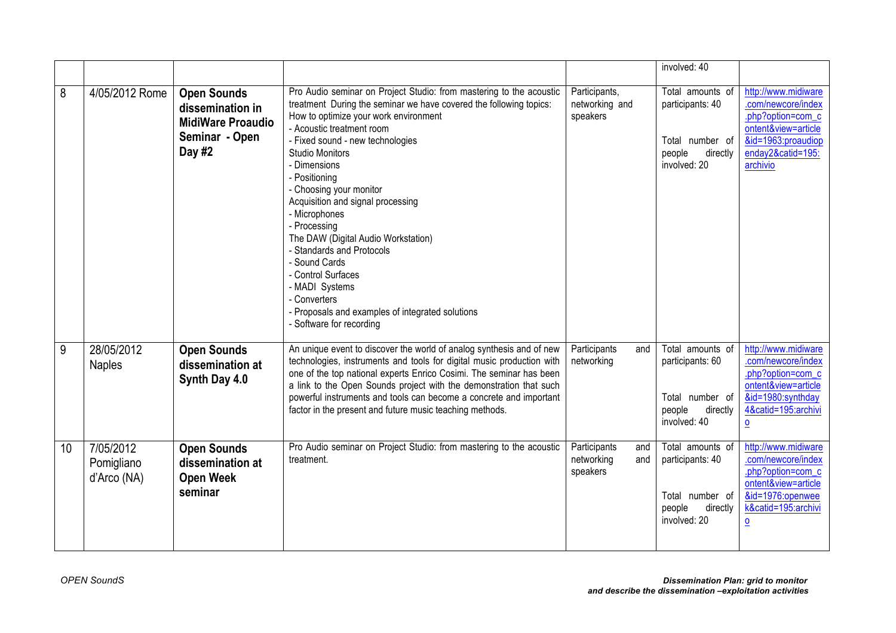| | | | | | | |
|---|---|---|---|---|---|---|
| | | | | | involved: 40 | |
| 8 | 4/05/2012 Rome | **Open Sounds dissemination in MidiWare Proaudio Seminar - Open Day #2** | Pro Audio seminar on Project Studio: from mastering to the acoustic treatment During the seminar we have covered the following topics:<br>How to optimize your work environment<br>- Acoustic treatment room<br>- Fixed sound - new technologies<br>Studio Monitors<br>- Dimensions<br>- Positioning<br>- Choosing your monitor<br>Acquisition and signal processing<br>- Microphones<br>- Processing<br>The DAW (Digital Audio Workstation)<br>- Standards and Protocols<br>- Sound Cards<br>- Control Surfaces<br>- MADI Systems<br>- Converters<br>- Proposals and examples of integrated solutions<br>- Software for recording | Participants, networking and speakers | Total amounts of participants: 40<br><br>Total number of people directly involved: 20 | http://www.midiware.com/newcore/index.php?option=com_content&view=article&id=1963:proaudiopenday2&catid=195:archivio |
| 9 | 28/05/2012 Naples | **Open Sounds dissemination at Synth Day 4.0** | An unique event to discover the world of analog synthesis and of new technologies, instruments and tools for digital music production with one of the top national experts Enrico Cosimi. The seminar has been a link to the Open Sounds project with the demonstration that such powerful instruments and tools can become a concrete and important factor in the present and future music teaching methods. | Participants and networking | Total amounts of participants: 60<br><br>Total number of people directly involved: 40 | http://www.midiware.com/newcore/index.php?option=com_content&view=article&id=1980:synthday4&catid=195:archivio |
| 10 | 7/05/2012 Pomigliano d'Arco (NA) | **Open Sounds dissemination at Open Week seminar** | Pro Audio seminar on Project Studio: from mastering to the acoustic treatment. | Participants and networking and speakers | Total amounts of participants: 40<br><br>Total number of people directly involved: 20 | http://www.midiware.com/newcore/index.php?option=com_content&view=article&id=1976:openweek&catid=195:archivio |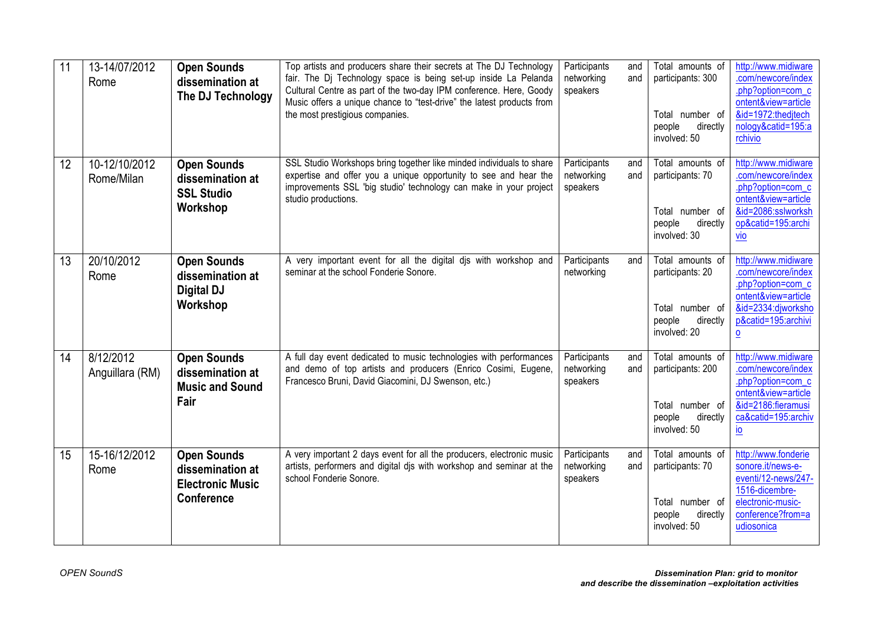| 11 | 13-14/07/2012 Rome | **Open Sounds dissemination at The DJ Technology** | Top artists and producers share their secrets at The DJ Technology fair. The Dj Technology space is being set-up inside La Pelanda Cultural Centre as part of the two-day IPM conference. Here, Goody Music offers a unique chance to "test-drive" the latest products from the most prestigious companies. | Participants and networking and speakers | Total amounts of participants: 300<br><br>Total number of people directly involved: 50 | http://www.midiware.com/newcore/index.php?option=com_content&view=article&id=1972:thedjtechnology&catid=195:archivio |
|---|---|---|---|---|---|---|
| 12 | 10-12/10/2012 Rome/Milan | **Open Sounds dissemination at SSL Studio Workshop** | SSL Studio Workshops bring together like minded individuals to share expertise and offer you a unique opportunity to see and hear the improvements SSL 'big studio' technology can make in your project studio productions. | Participants and networking and speakers | Total amounts of participants: 70<br><br>Total number of people directly involved: 30 | http://www.midiware.com/newcore/index.php?option=com_content&view=article&id=2086:sslworkshop&catid=195:archivio |
| 13 | 20/10/2012 Rome | **Open Sounds dissemination at Digital DJ Workshop** | A very important event for all the digital djs with workshop and seminar at the school Fonderie Sonore. | Participants and networking | Total amounts of participants: 20<br><br>Total number of people directly involved: 20 | http://www.midiware.com/newcore/index.php?option=com_content&view=article&id=2334:djworkshop&catid=195:archivio |
| 14 | 8/12/2012 Anguillara (RM) | **Open Sounds dissemination at Music and Sound Fair** | A full day event dedicated to music technologies with performances and demo of top artists and producers (Enrico Cosimi, Eugene, Francesco Bruni, David Giacomini, DJ Swenson, etc.) | Participants and networking and speakers | Total amounts of participants: 200<br><br>Total number of people directly involved: 50 | http://www.midiware.com/newcore/index.php?option=com_content&view=article&id=2186:fieramusica&catid=195:archivio |
| 15 | 15-16/12/2012 Rome | **Open Sounds dissemination at Electronic Music Conference** | A very important 2 days event for all the producers, electronic music artists, performers and digital djs with workshop and seminar at the school Fonderie Sonore. | Participants and networking and speakers | Total amounts of participants: 70<br><br>Total number of people directly involved: 50 | http://www.fonderiesonore.it/news-e-eventi/12-news/247-1516-dicembre-electronic-music-conference?from=audiosonica |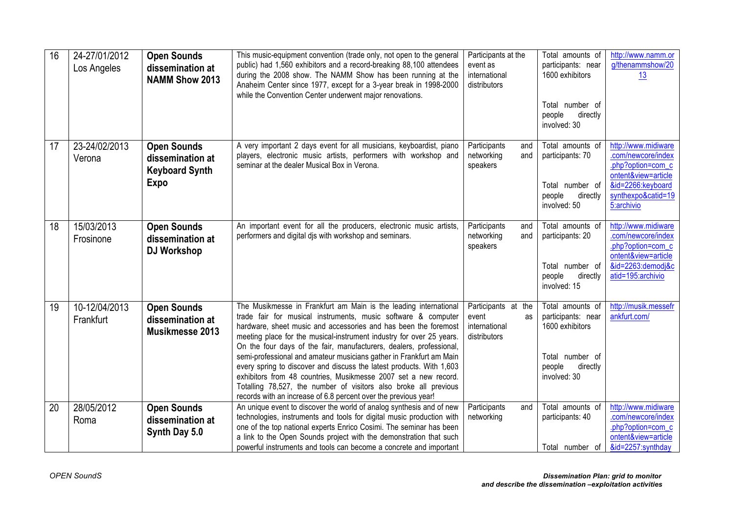| 16 | 24-27/01/2012 Los Angeles | **Open Sounds dissemination at NAMM Show 2013** | This music-equipment convention (trade only, not open to the general public) had 1,560 exhibitors and a record-breaking 88,100 attendees during the 2008 show. The NAMM Show has been running at the Anaheim Center since 1977, except for a 3-year break in 1998-2000 while the Convention Center underwent major renovations. | Participants at the event as international distributors | Total amounts of participants: near 1600 exhibitors<br><br>Total number of people directly involved: 30 | http://www.namm.org/thenammshow/2013 |
|---|---|---|---|---|---|---|
| 17 | 23-24/02/2013 Verona | **Open Sounds dissemination at Keyboard Synth Expo** | A very important 2 days event for all musicians, keyboardist, piano players, electronic music artists, performers with workshop and seminar at the dealer Musical Box in Verona. | Participants and networking and speakers | Total amounts of participants: 70<br><br>Total number of people directly involved: 50 | http://www.midiware.com/newcore/index.php?option=com_content&view=article&id=2266:keyboardsynthexpo&catid=195:archivio |
| 18 | 15/03/2013 Frosinone | **Open Sounds dissemination at DJ Workshop** | An important event for all the producers, electronic music artists, performers and digital djs with workshop and seminars. | Participants and networking and speakers | Total amounts of participants: 20<br><br>Total number of people directly involved: 15 | http://www.midiware.com/newcore/index.php?option=com_content&view=article&id=2263:demodj&catid=195:archivio |
| 19 | 10-12/04/2013 Frankfurt | **Open Sounds dissemination at Musikmesse 2013** | The Musikmesse in Frankfurt am Main is the leading international trade fair for musical instruments, music software & computer hardware, sheet music and accessories and has been the foremost meeting place for the musical-instrument industry for over 25 years. On the four days of the fair, manufacturers, dealers, professional, semi-professional and amateur musicians gather in Frankfurt am Main every spring to discover and discuss the latest products. With 1,603 exhibitors from 48 countries, Musikmesse 2007 set a new record. Totalling 78,527, the number of visitors also broke all previous records with an increase of 6.8 percent over the previous year! | Participants at the event as international distributors | Total amounts of participants: near 1600 exhibitors<br><br>Total number of people directly involved: 30 | http://musik.messefrankfurt.com/ |
| 20 | 28/05/2012 Roma | **Open Sounds dissemination at Synth Day 5.0** | An unique event to discover the world of analog synthesis and of new technologies, instruments and tools for digital music production with one of the top national experts Enrico Cosimi. The seminar has been a link to the Open Sounds project with the demonstration that such powerful instruments and tools can become a concrete and important | Participants and networking | Total amounts of participants: 40<br><br>Total number of | http://www.midiware.com/newcore/index.php?option=com_content&view=article&id=2257:synthday |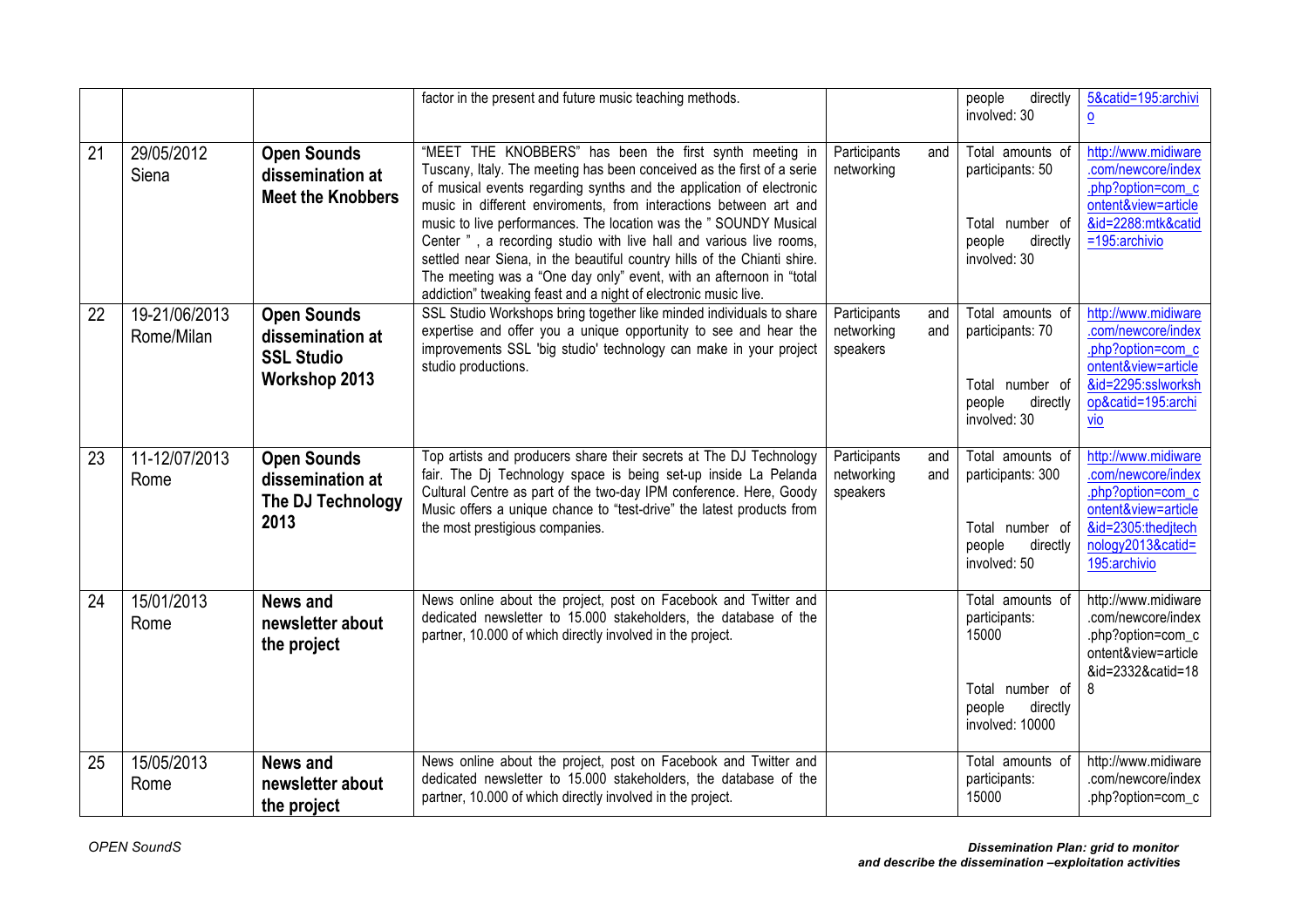| | | | | | | |
|---|---|---|---|---|---|---|
| | | | factor in the present and future music teaching methods. | | people directly involved: 30 | 5&catid=195:archivio |
| 21 | 29/05/2012 Siena | **Open Sounds dissemination at Meet the Knobbers** | "MEET THE KNOBBERS" has been the first synth meeting in Tuscany, Italy. The meeting has been conceived as the first of a serie of musical events regarding synths and the application of electronic music in different enviroments, from interactions between art and music to live performances. The location was the " SOUNDY Musical Center " , a recording studio with live hall and various live rooms, settled near Siena, in the beautiful country hills of the Chianti shire. The meeting was a "One day only" event, with an afternoon in "total addiction" tweaking feast and a night of electronic music live. | Participants and networking | Total amounts of participants: 50<br><br>Total number of people directly involved: 30 | http://www.midiware.com/newcore/index.php?option=com_content&view=article&id=2288:mtk&catid=195:archivio |
| 22 | 19-21/06/2013 Rome/Milan | **Open Sounds dissemination at SSL Studio Workshop 2013** | SSL Studio Workshops bring together like minded individuals to share expertise and offer you a unique opportunity to see and hear the improvements SSL 'big studio' technology can make in your project studio productions. | Participants and networking and speakers | Total amounts of participants: 70<br><br>Total number of people directly involved: 30 | http://www.midiware.com/newcore/index.php?option=com_content&view=article&id=2295:sslworkshop&catid=195:archivio |
| 23 | 11-12/07/2013 Rome | **Open Sounds dissemination at The DJ Technology 2013** | Top artists and producers share their secrets at The DJ Technology fair. The Dj Technology space is being set-up inside La Pelanda Cultural Centre as part of the two-day IPM conference. Here, Goody Music offers a unique chance to "test-drive" the latest products from the most prestigious companies. | Participants and networking and speakers | Total amounts of participants: 300<br><br>Total number of people directly involved: 50 | http://www.midiware.com/newcore/index.php?option=com_content&view=article&id=2305:thedjtechnology2013&catid=195:archivio |
| 24 | 15/01/2013 Rome | **News and newsletter about the project** | News online about the project, post on Facebook and Twitter and dedicated newsletter to 15.000 stakeholders, the database of the partner, 10.000 of which directly involved in the project. | | Total amounts of participants: 15000<br><br>Total number of people directly involved: 10000 | http://www.midiware.com/newcore/index.php?option=com_content&view=article&id=2332&catid=188 |
| 25 | 15/05/2013 Rome | **News and newsletter about the project** | News online about the project, post on Facebook and Twitter and dedicated newsletter to 15.000 stakeholders, the database of the partner, 10.000 of which directly involved in the project. | | Total amounts of participants: 15000 | http://www.midiware.com/newcore/index.php?option=com_c |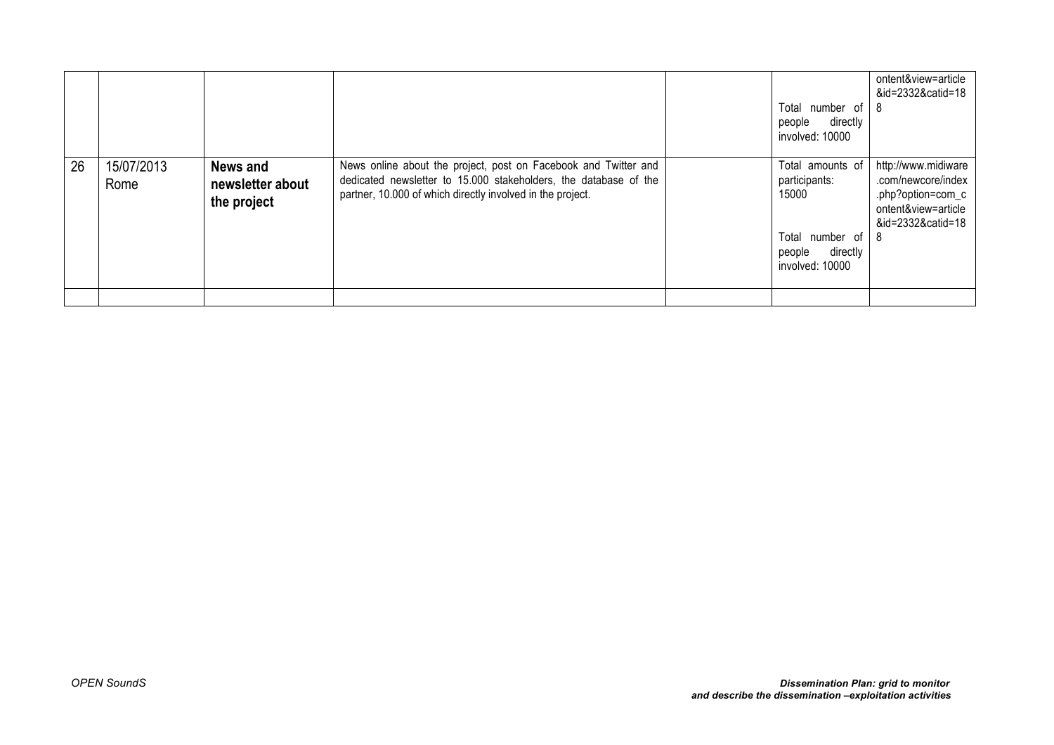| | | | | | | |
|---|---|---|---|---|---|---|
| | | | | | Total number of people directly involved: 10000 | ontent&view=article&id=2332&catid=188 |
| 26 | 15/07/2013 Rome | **News and newsletter about the project** | News online about the project, post on Facebook and Twitter and dedicated newsletter to 15.000 stakeholders, the database of the partner, 10.000 of which directly involved in the project. | | Total amounts of participants: 15000<br><br>Total number of people directly involved: 10000 | http://www.midiware.com/newcore/index.php?option=com_content&view=article&id=2332&catid=188 |
| | | | | | | |